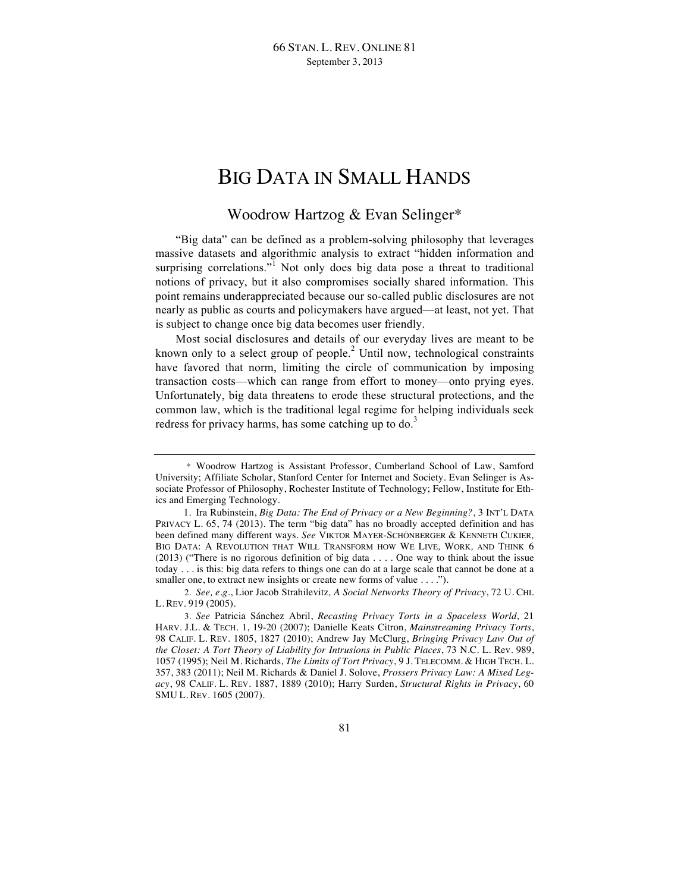# BIG DATA IN SMALL HANDS

## Woodrow Hartzog & Evan Selinger*

"Big data" can be defined as a problem-solving philosophy that leverages massive datasets and algorithmic analysis to extract "hidden information and surprising correlations."[1] Not only does big data pose a threat to traditional notions of privacy, but it also compromises socially shared information. This point remains underappreciated because our so-called public disclosures are not nearly as public as courts and policymakers have argued—at least, not yet. That is subject to change once big data becomes user friendly.

Most social disclosures and details of our everyday lives are meant to be known only to a select group of people.[2] Until now, technological constraints have favored that norm, limiting the circle of communication by imposing transaction costs—which can range from effort to money—onto prying eyes. Unfortunately, big data threatens to erode these structural protections, and the common law, which is the traditional legal regime for helping individuals seek redress for privacy harms, has some catching up to do.[3]

---

\* Woodrow Hartzog is Assistant Professor, Cumberland School of Law, Samford University; Affiliate Scholar, Stanford Center for Internet and Society. Evan Selinger is Associate Professor of Philosophy, Rochester Institute of Technology; Fellow, Institute for Ethics and Emerging Technology.

1. Ira Rubinstein, *Big Data: The End of Privacy or a New Beginning?*, 3 INT'L DATA PRIVACY L. 65, 74 (2013). The term "big data" has no broadly accepted definition and has been defined many different ways. *See* VIKTOR MAYER-SCHÖNBERGER & KENNETH CUKIER, BIG DATA: A REVOLUTION THAT WILL TRANSFORM HOW WE LIVE, WORK, AND THINK 6 (2013) ("There is no rigorous definition of big data . . . . One way to think about the issue today . . . is this: big data refers to things one can do at a large scale that cannot be done at a smaller one, to extract new insights or create new forms of value . . . .").

2. *See, e.g.*, Lior Jacob Strahilevitz, *A Social Networks Theory of Privacy*, 72 U. CHI. L. REV. 919 (2005).

3. *See* Patricia Sánchez Abril, *Recasting Privacy Torts in a Spaceless World*, 21 HARV. J.L. & TECH. 1, 19-20 (2007); Danielle Keats Citron, *Mainstreaming Privacy Torts*, 98 CALIF. L. REV. 1805, 1827 (2010); Andrew Jay McClurg, *Bringing Privacy Law Out of the Closet: A Tort Theory of Liability for Intrusions in Public Places*, 73 N.C. L. Rev. 989, 1057 (1995); Neil M. Richards, *The Limits of Tort Privacy*, 9 J. TELECOMM. & HIGH TECH. L. 357, 383 (2011); Neil M. Richards & Daniel J. Solove, *Prossers Privacy Law: A Mixed Legacy*, 98 CALIF. L. REV. 1887, 1889 (2010); Harry Surden, *Structural Rights in Privacy*, 60 SMU L. REV. 1605 (2007).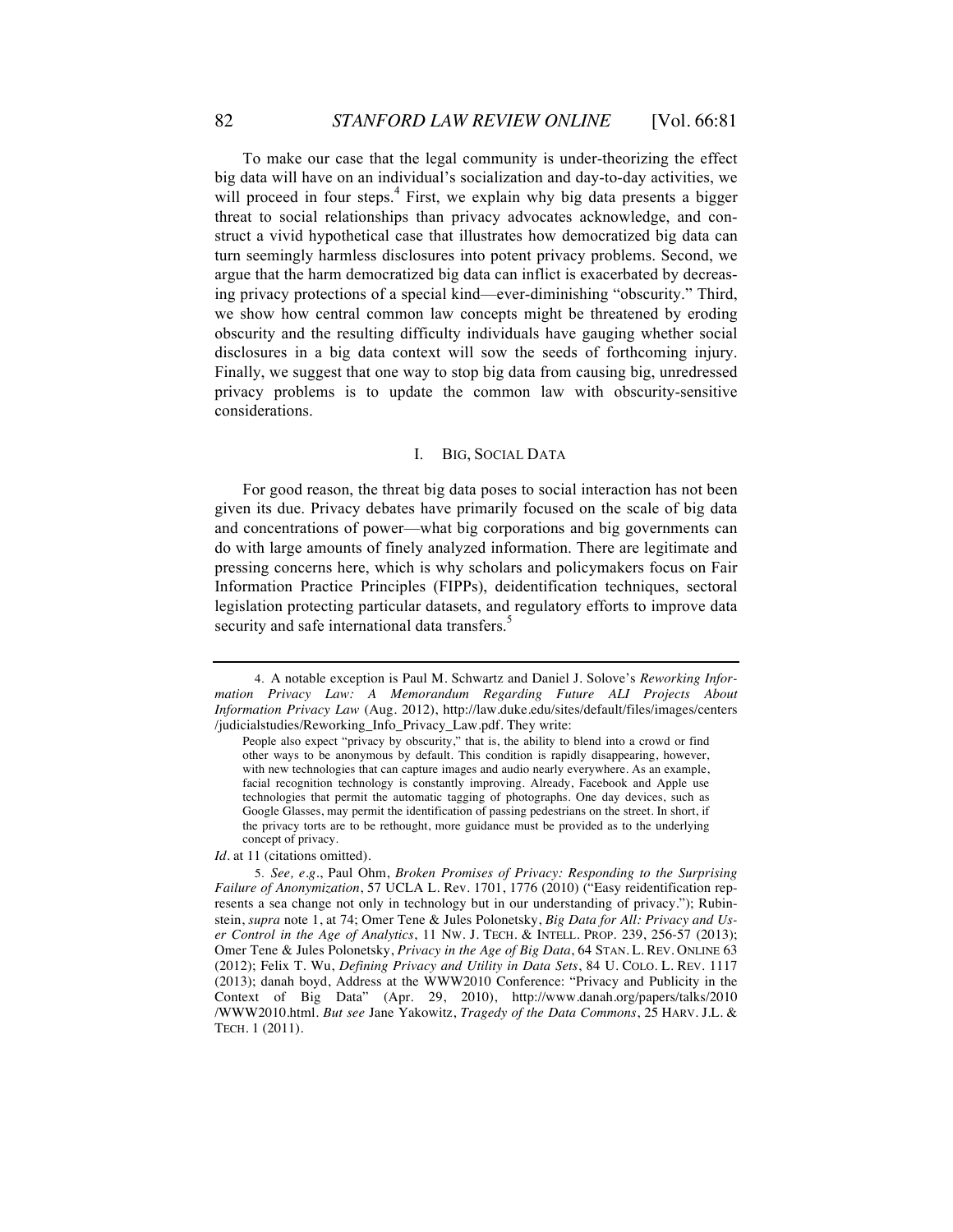To make our case that the legal community is under-theorizing the effect big data will have on an individual's socialization and day-to-day activities, we will proceed in four steps.[4] First, we explain why big data presents a bigger threat to social relationships than privacy advocates acknowledge, and construct a vivid hypothetical case that illustrates how democratized big data can turn seemingly harmless disclosures into potent privacy problems. Second, we argue that the harm democratized big data can inflict is exacerbated by decreasing privacy protections of a special kind—ever-diminishing "obscurity." Third, we show how central common law concepts might be threatened by eroding obscurity and the resulting difficulty individuals have gauging whether social disclosures in a big data context will sow the seeds of forthcoming injury. Finally, we suggest that one way to stop big data from causing big, unredressed privacy problems is to update the common law with obscurity-sensitive considerations.

## I. BIG, SOCIAL DATA

For good reason, the threat big data poses to social interaction has not been given its due. Privacy debates have primarily focused on the scale of big data and concentrations of power—what big corporations and big governments can do with large amounts of finely analyzed information. There are legitimate and pressing concerns here, which is why scholars and policymakers focus on Fair Information Practice Principles (FIPPs), deidentification techniques, sectoral legislation protecting particular datasets, and regulatory efforts to improve data security and safe international data transfers.[5]

---

4. A notable exception is Paul M. Schwartz and Daniel J. Solove's *Reworking Information Privacy Law: A Memorandum Regarding Future ALI Projects About Information Privacy Law* (Aug. 2012), http://law.duke.edu/sites/default/files/images/centers/judicialstudies/Reworking_Info_Privacy_Law.pdf. They write:

> People also expect "privacy by obscurity," that is, the ability to blend into a crowd or find other ways to be anonymous by default. This condition is rapidly disappearing, however, with new technologies that can capture images and audio nearly everywhere. As an example, facial recognition technology is constantly improving. Already, Facebook and Apple use technologies that permit the automatic tagging of photographs. One day devices, such as Google Glasses, may permit the identification of passing pedestrians on the street. In short, if the privacy torts are to be rethought, more guidance must be provided as to the underlying concept of privacy.

*Id.* at 11 (citations omitted).

5. *See, e.g.*, Paul Ohm, *Broken Promises of Privacy: Responding to the Surprising Failure of Anonymization*, 57 UCLA L. Rev. 1701, 1776 (2010) ("Easy reidentification represents a sea change not only in technology but in our understanding of privacy."); Rubinstein, *supra* note 1, at 74; Omer Tene & Jules Polonetsky, *Big Data for All: Privacy and User Control in the Age of Analytics*, 11 NW. J. TECH. & INTELL. PROP. 239, 256-57 (2013); Omer Tene & Jules Polonetsky, *Privacy in the Age of Big Data*, 64 STAN. L. REV. ONLINE 63 (2012); Felix T. Wu, *Defining Privacy and Utility in Data Sets*, 84 U. COLO. L. REV. 1117 (2013); danah boyd, Address at the WWW2010 Conference: "Privacy and Publicity in the Context of Big Data" (Apr. 29, 2010), http://www.danah.org/papers/talks/2010/WWW2010.html. *But see* Jane Yakowitz, *Tragedy of the Data Commons*, 25 HARV. J.L. & TECH. 1 (2011).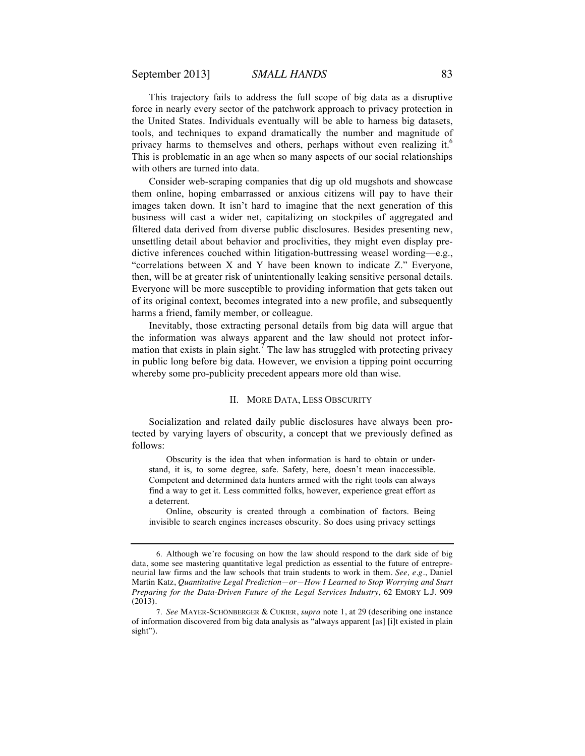This trajectory fails to address the full scope of big data as a disruptive force in nearly every sector of the patchwork approach to privacy protection in the United States. Individuals eventually will be able to harness big datasets, tools, and techniques to expand dramatically the number and magnitude of privacy harms to themselves and others, perhaps without even realizing it.[6] This is problematic in an age when so many aspects of our social relationships with others are turned into data.

Consider web-scraping companies that dig up old mugshots and showcase them online, hoping embarrassed or anxious citizens will pay to have their images taken down. It isn't hard to imagine that the next generation of this business will cast a wider net, capitalizing on stockpiles of aggregated and filtered data derived from diverse public disclosures. Besides presenting new, unsettling detail about behavior and proclivities, they might even display predictive inferences couched within litigation-buttressing weasel wording—e.g., "correlations between X and Y have been known to indicate Z." Everyone, then, will be at greater risk of unintentionally leaking sensitive personal details. Everyone will be more susceptible to providing information that gets taken out of its original context, becomes integrated into a new profile, and subsequently harms a friend, family member, or colleague.

Inevitably, those extracting personal details from big data will argue that the information was always apparent and the law should not protect information that exists in plain sight.[7] The law has struggled with protecting privacy in public long before big data. However, we envision a tipping point occurring whereby some pro-publicity precedent appears more old than wise.

## II. More Data, Less Obscurity

Socialization and related daily public disclosures have always been protected by varying layers of obscurity, a concept that we previously defined as follows:

> Obscurity is the idea that when information is hard to obtain or understand, it is, to some degree, safe. Safety, here, doesn't mean inaccessible. Competent and determined data hunters armed with the right tools can always find a way to get it. Less committed folks, however, experience great effort as a deterrent.
>
> Online, obscurity is created through a combination of factors. Being invisible to search engines increases obscurity. So does using privacy settings

---

6. Although we're focusing on how the law should respond to the dark side of big data, some see mastering quantitative legal prediction as essential to the future of entrepreneurial law firms and the law schools that train students to work in them. *See, e.g.*, Daniel Martin Katz, *Quantitative Legal Prediction—or—How I Learned to Stop Worrying and Start Preparing for the Data-Driven Future of the Legal Services Industry*, 62 Emory L.J. 909 (2013).

7. *See* Mayer-Schönberger & Cukier, *supra* note 1, at 29 (describing one instance of information discovered from big data analysis as "always apparent [as] [i]t existed in plain sight").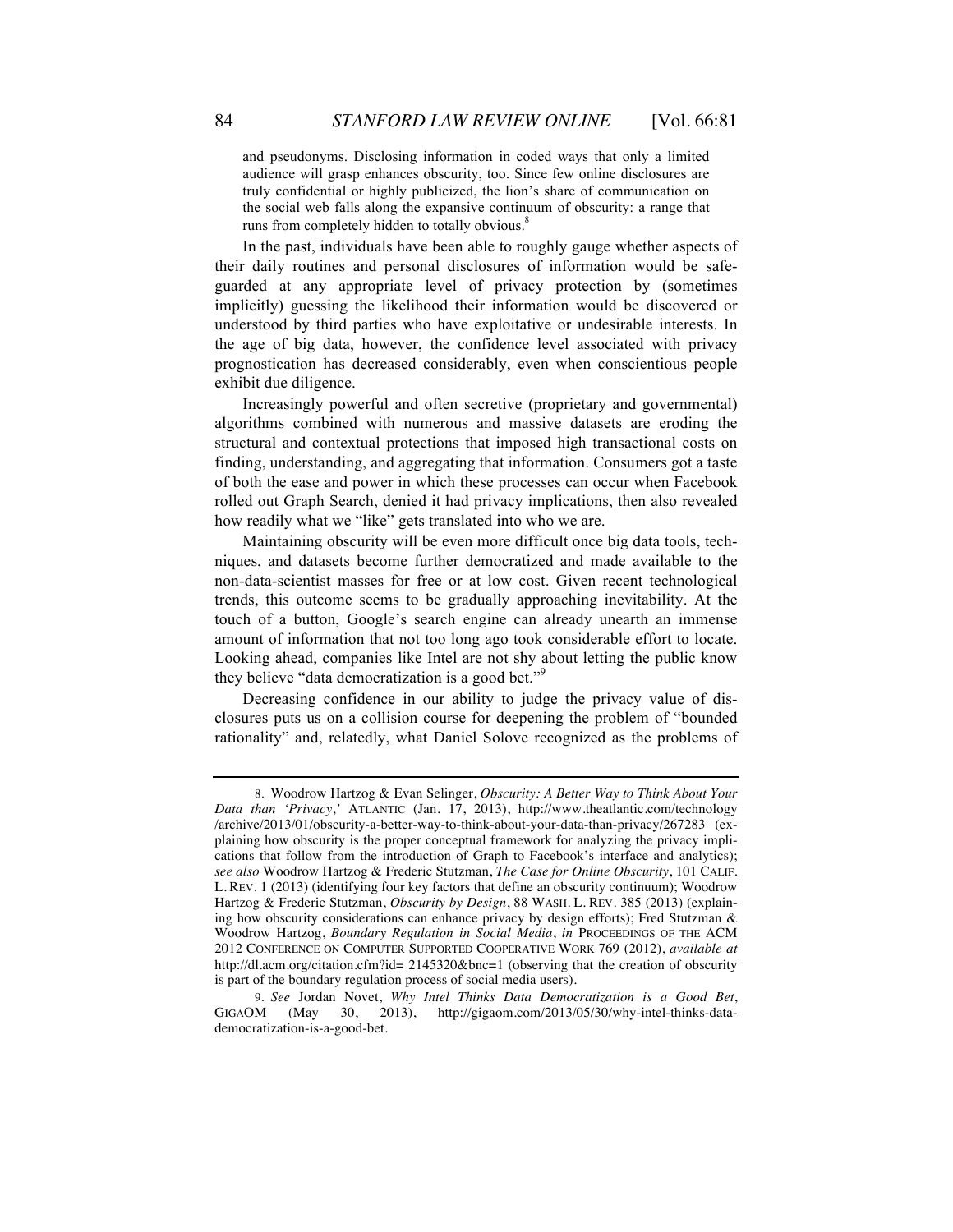> and pseudonyms. Disclosing information in coded ways that only a limited audience will grasp enhances obscurity, too. Since few online disclosures are truly confidential or highly publicized, the lion's share of communication on the social web falls along the expansive continuum of obscurity: a range that runs from completely hidden to totally obvious.[8]

In the past, individuals have been able to roughly gauge whether aspects of their daily routines and personal disclosures of information would be safeguarded at any appropriate level of privacy protection by (sometimes implicitly) guessing the likelihood their information would be discovered or understood by third parties who have exploitative or undesirable interests. In the age of big data, however, the confidence level associated with privacy prognostication has decreased considerably, even when conscientious people exhibit due diligence.

Increasingly powerful and often secretive (proprietary and governmental) algorithms combined with numerous and massive datasets are eroding the structural and contextual protections that imposed high transactional costs on finding, understanding, and aggregating that information. Consumers got a taste of both the ease and power in which these processes can occur when Facebook rolled out Graph Search, denied it had privacy implications, then also revealed how readily what we "like" gets translated into who we are.

Maintaining obscurity will be even more difficult once big data tools, techniques, and datasets become further democratized and made available to the non-data-scientist masses for free or at low cost. Given recent technological trends, this outcome seems to be gradually approaching inevitability. At the touch of a button, Google's search engine can already unearth an immense amount of information that not too long ago took considerable effort to locate. Looking ahead, companies like Intel are not shy about letting the public know they believe "data democratization is a good bet."[9]

Decreasing confidence in our ability to judge the privacy value of disclosures puts us on a collision course for deepening the problem of "bounded rationality" and, relatedly, what Daniel Solove recognized as the problems of

---

8. Woodrow Hartzog & Evan Selinger, *Obscurity: A Better Way to Think About Your Data than 'Privacy*,' ATLANTIC (Jan. 17, 2013), http://www.theatlantic.com/technology/archive/2013/01/obscurity-a-better-way-to-think-about-your-data-than-privacy/267283 (explaining how obscurity is the proper conceptual framework for analyzing the privacy implications that follow from the introduction of Graph to Facebook's interface and analytics); *see also* Woodrow Hartzog & Frederic Stutzman, *The Case for Online Obscurity*, 101 CALIF. L. REV. 1 (2013) (identifying four key factors that define an obscurity continuum); Woodrow Hartzog & Frederic Stutzman, *Obscurity by Design*, 88 WASH. L. REV. 385 (2013) (explaining how obscurity considerations can enhance privacy by design efforts); Fred Stutzman & Woodrow Hartzog, *Boundary Regulation in Social Media*, *in* PROCEEDINGS OF THE ACM 2012 CONFERENCE ON COMPUTER SUPPORTED COOPERATIVE WORK 769 (2012), *available at* http://dl.acm.org/citation.cfm?id= 2145320&bnc=1 (observing that the creation of obscurity is part of the boundary regulation process of social media users).

9. *See* Jordan Novet, *Why Intel Thinks Data Democratization is a Good Bet*, GIGAOM (May 30, 2013), http://gigaom.com/2013/05/30/why-intel-thinks-data-democratization-is-a-good-bet.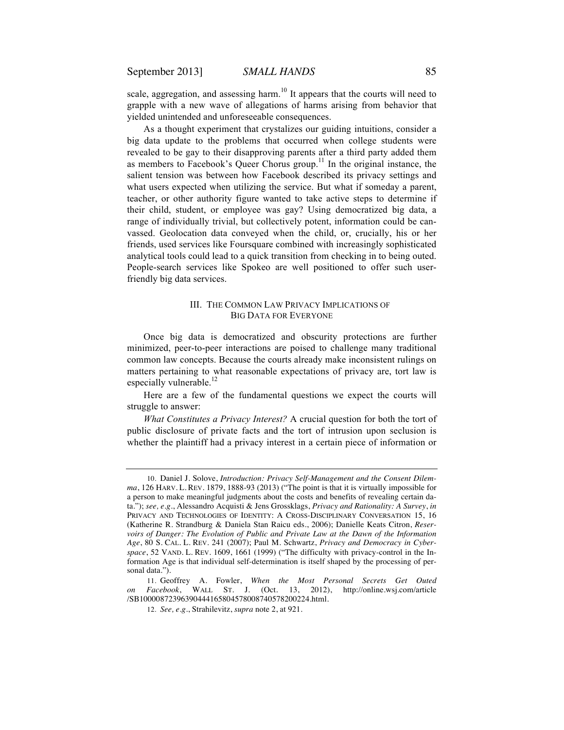scale, aggregation, and assessing harm.[10] It appears that the courts will need to grapple with a new wave of allegations of harms arising from behavior that yielded unintended and unforeseeable consequences.

As a thought experiment that crystalizes our guiding intuitions, consider a big data update to the problems that occurred when college students were revealed to be gay to their disapproving parents after a third party added them as members to Facebook's Queer Chorus group.[11] In the original instance, the salient tension was between how Facebook described its privacy settings and what users expected when utilizing the service. But what if someday a parent, teacher, or other authority figure wanted to take active steps to determine if their child, student, or employee was gay? Using democratized big data, a range of individually trivial, but collectively potent, information could be canvassed. Geolocation data conveyed when the child, or, crucially, his or her friends, used services like Foursquare combined with increasingly sophisticated analytical tools could lead to a quick transition from checking in to being outed. People-search services like Spokeo are well positioned to offer such user-friendly big data services.

## III. THE COMMON LAW PRIVACY IMPLICATIONS OF BIG DATA FOR EVERYONE

Once big data is democratized and obscurity protections are further minimized, peer-to-peer interactions are poised to challenge many traditional common law concepts. Because the courts already make inconsistent rulings on matters pertaining to what reasonable expectations of privacy are, tort law is especially vulnerable.[12]

Here are a few of the fundamental questions we expect the courts will struggle to answer:

*What Constitutes a Privacy Interest?* A crucial question for both the tort of public disclosure of private facts and the tort of intrusion upon seclusion is whether the plaintiff had a privacy interest in a certain piece of information or

---

10. Daniel J. Solove, *Introduction: Privacy Self-Management and the Consent Dilemma*, 126 HARV. L. REV. 1879, 1888-93 (2013) ("The point is that it is virtually impossible for a person to make meaningful judgments about the costs and benefits of revealing certain data."); *see, e.g.*, Alessandro Acquisti & Jens Grossklags, *Privacy and Rationality: A Survey*, *in* PRIVACY AND TECHNOLOGIES OF IDENTITY: A CROSS-DISCIPLINARY CONVERSATION 15, 16 (Katherine R. Strandburg & Daniela Stan Raicu eds., 2006); Danielle Keats Citron, *Reservoirs of Danger: The Evolution of Public and Private Law at the Dawn of the Information Age*, 80 S. CAL. L. REV. 241 (2007); Paul M. Schwartz, *Privacy and Democracy in Cyberspace*, 52 VAND. L. REV. 1609, 1661 (1999) ("The difficulty with privacy-control in the Information Age is that individual self-determination is itself shaped by the processing of personal data.").

11. Geoffrey A. Fowler, *When the Most Personal Secrets Get Outed on Facebook*, WALL ST. J. (Oct. 13, 2012), http://online.wsj.com/article/SB10000872396390444165804578008740578200224.html.

12. *See, e.g.*, Strahilevitz, *supra* note 2, at 921.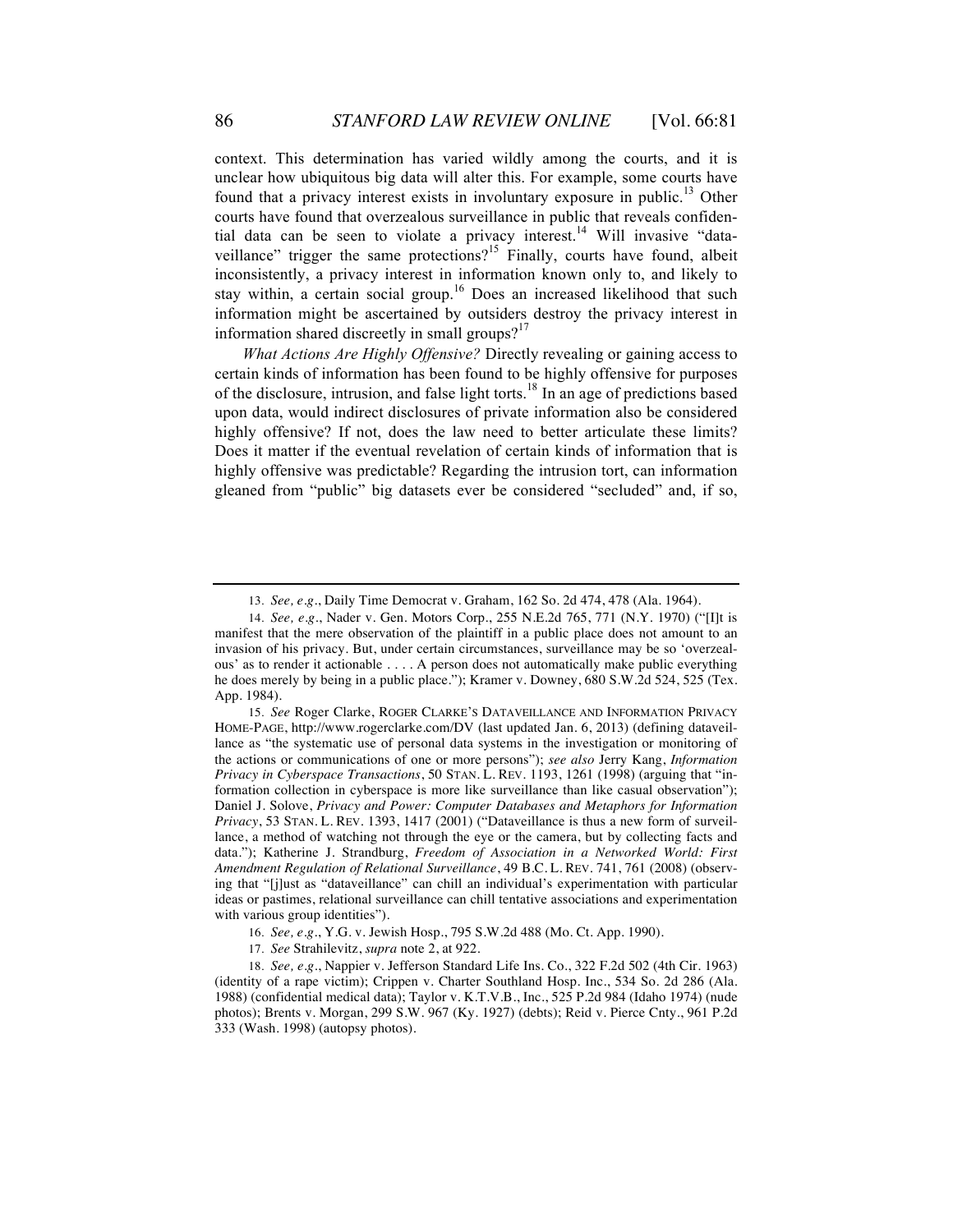context. This determination has varied wildly among the courts, and it is unclear how ubiquitous big data will alter this. For example, some courts have found that a privacy interest exists in involuntary exposure in public.[13] Other courts have found that overzealous surveillance in public that reveals confidential data can be seen to violate a privacy interest.[14] Will invasive "dataveillance" trigger the same protections?[15] Finally, courts have found, albeit inconsistently, a privacy interest in information known only to, and likely to stay within, a certain social group.[16] Does an increased likelihood that such information might be ascertained by outsiders destroy the privacy interest in information shared discreetly in small groups?[17]

*What Actions Are Highly Offensive?* Directly revealing or gaining access to certain kinds of information has been found to be highly offensive for purposes of the disclosure, intrusion, and false light torts.[18] In an age of predictions based upon data, would indirect disclosures of private information also be considered highly offensive? If not, does the law need to better articulate these limits? Does it matter if the eventual revelation of certain kinds of information that is highly offensive was predictable? Regarding the intrusion tort, can information gleaned from "public" big datasets ever be considered "secluded" and, if so,

---

13. *See, e.g.*, Daily Time Democrat v. Graham, 162 So. 2d 474, 478 (Ala. 1964).

14. *See, e.g.*, Nader v. Gen. Motors Corp., 255 N.E.2d 765, 771 (N.Y. 1970) ("[I]t is manifest that the mere observation of the plaintiff in a public place does not amount to an invasion of his privacy. But, under certain circumstances, surveillance may be so 'overzealous' as to render it actionable . . . . A person does not automatically make public everything he does merely by being in a public place."); Kramer v. Downey, 680 S.W.2d 524, 525 (Tex. App. 1984).

15. *See* Roger Clarke, ROGER CLARKE'S DATAVEILLANCE AND INFORMATION PRIVACY HOME-PAGE, http://www.rogerclarke.com/DV (last updated Jan. 6, 2013) (defining dataveillance as "the systematic use of personal data systems in the investigation or monitoring of the actions or communications of one or more persons"); *see also* Jerry Kang, *Information Privacy in Cyberspace Transactions*, 50 STAN. L. REV. 1193, 1261 (1998) (arguing that "information collection in cyberspace is more like surveillance than like casual observation"); Daniel J. Solove, *Privacy and Power: Computer Databases and Metaphors for Information Privacy*, 53 STAN. L. REV. 1393, 1417 (2001) ("Dataveillance is thus a new form of surveillance, a method of watching not through the eye or the camera, but by collecting facts and data."); Katherine J. Strandburg, *Freedom of Association in a Networked World: First Amendment Regulation of Relational Surveillance*, 49 B.C. L. REV. 741, 761 (2008) (observing that "[j]ust as "dataveillance" can chill an individual's experimentation with particular ideas or pastimes, relational surveillance can chill tentative associations and experimentation with various group identities").

16. *See, e.g.*, Y.G. v. Jewish Hosp., 795 S.W.2d 488 (Mo. Ct. App. 1990).

17. *See* Strahilevitz, *supra* note 2, at 922.

18. *See, e.g.*, Nappier v. Jefferson Standard Life Ins. Co., 322 F.2d 502 (4th Cir. 1963) (identity of a rape victim); Crippen v. Charter Southland Hosp. Inc., 534 So. 2d 286 (Ala. 1988) (confidential medical data); Taylor v. K.T.V.B., Inc., 525 P.2d 984 (Idaho 1974) (nude photos); Brents v. Morgan, 299 S.W. 967 (Ky. 1927) (debts); Reid v. Pierce Cnty., 961 P.2d 333 (Wash. 1998) (autopsy photos).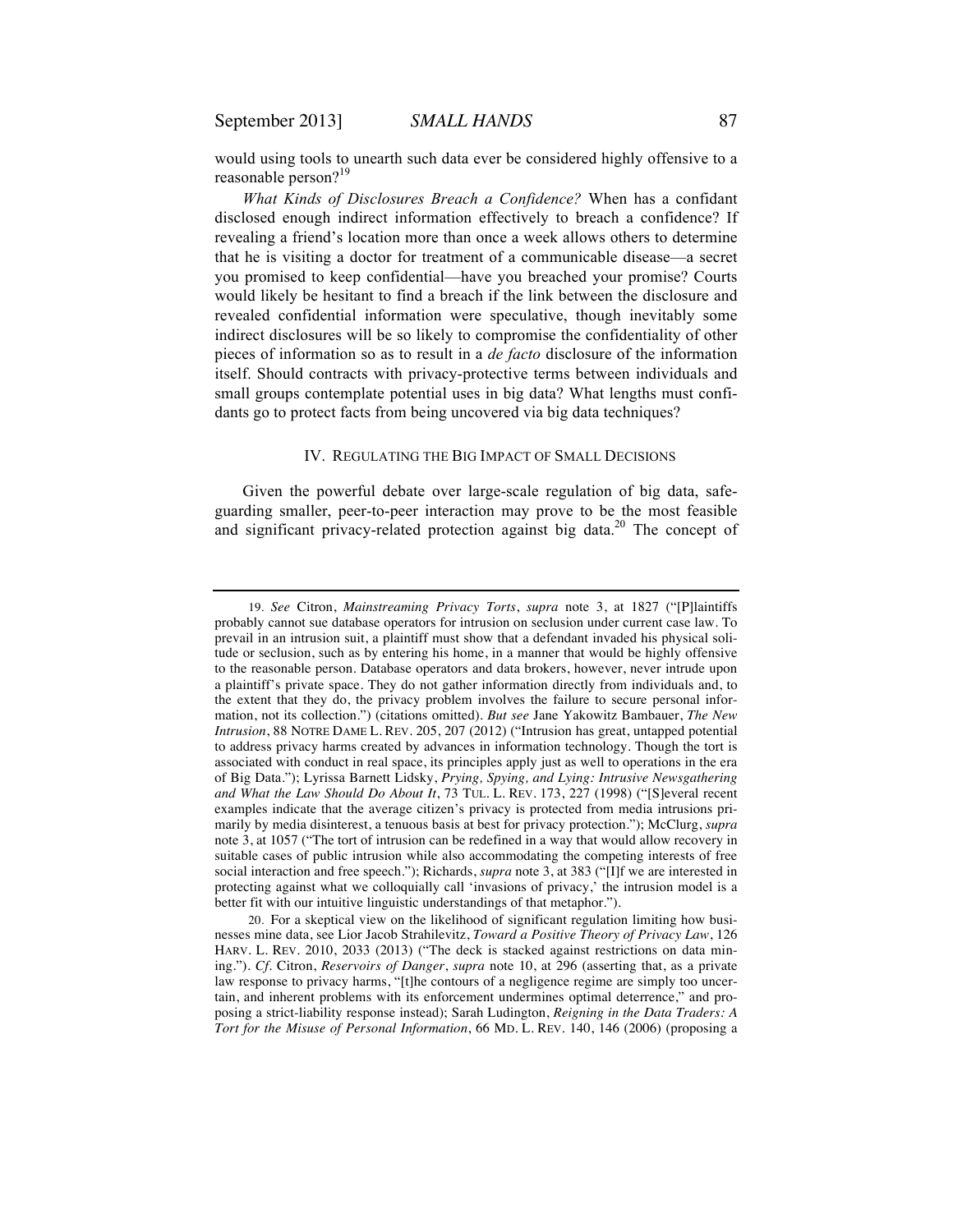would using tools to unearth such data ever be considered highly offensive to a reasonable person?[19]

*What Kinds of Disclosures Breach a Confidence?* When has a confidant disclosed enough indirect information effectively to breach a confidence? If revealing a friend's location more than once a week allows others to determine that he is visiting a doctor for treatment of a communicable disease—a secret you promised to keep confidential—have you breached your promise? Courts would likely be hesitant to find a breach if the link between the disclosure and revealed confidential information were speculative, though inevitably some indirect disclosures will be so likely to compromise the confidentiality of other pieces of information so as to result in a *de facto* disclosure of the information itself. Should contracts with privacy-protective terms between individuals and small groups contemplate potential uses in big data? What lengths must confidants go to protect facts from being uncovered via big data techniques?

## IV. Regulating the Big Impact of Small Decisions

Given the powerful debate over large-scale regulation of big data, safeguarding smaller, peer-to-peer interaction may prove to be the most feasible and significant privacy-related protection against big data.[20] The concept of

---

19. *See* Citron, *Mainstreaming Privacy Torts*, *supra* note 3, at 1827 ("[P]laintiffs probably cannot sue database operators for intrusion on seclusion under current case law. To prevail in an intrusion suit, a plaintiff must show that a defendant invaded his physical solitude or seclusion, such as by entering his home, in a manner that would be highly offensive to the reasonable person. Database operators and data brokers, however, never intrude upon a plaintiff's private space. They do not gather information directly from individuals and, to the extent that they do, the privacy problem involves the failure to secure personal information, not its collection.") (citations omitted). *But see* Jane Yakowitz Bambauer, *The New Intrusion*, 88 Notre Dame L. Rev. 205, 207 (2012) ("Intrusion has great, untapped potential to address privacy harms created by advances in information technology. Though the tort is associated with conduct in real space, its principles apply just as well to operations in the era of Big Data."); Lyrissa Barnett Lidsky, *Prying, Spying, and Lying: Intrusive Newsgathering and What the Law Should Do About It*, 73 Tul. L. Rev. 173, 227 (1998) ("[S]everal recent examples indicate that the average citizen's privacy is protected from media intrusions primarily by media disinterest, a tenuous basis at best for privacy protection."); McClurg, *supra* note 3, at 1057 ("The tort of intrusion can be redefined in a way that would allow recovery in suitable cases of public intrusion while also accommodating the competing interests of free social interaction and free speech."); Richards, *supra* note 3, at 383 ("[I]f we are interested in protecting against what we colloquially call 'invasions of privacy,' the intrusion model is a better fit with our intuitive linguistic understandings of that metaphor.").

20. For a skeptical view on the likelihood of significant regulation limiting how businesses mine data, see Lior Jacob Strahilevitz, *Toward a Positive Theory of Privacy Law*, 126 Harv. L. Rev. 2010, 2033 (2013) ("The deck is stacked against restrictions on data mining."). *Cf.* Citron, *Reservoirs of Danger*, *supra* note 10, at 296 (asserting that, as a private law response to privacy harms, "[t]he contours of a negligence regime are simply too uncertain, and inherent problems with its enforcement undermines optimal deterrence," and proposing a strict-liability response instead); Sarah Ludington, *Reigning in the Data Traders: A Tort for the Misuse of Personal Information*, 66 Md. L. Rev. 140, 146 (2006) (proposing a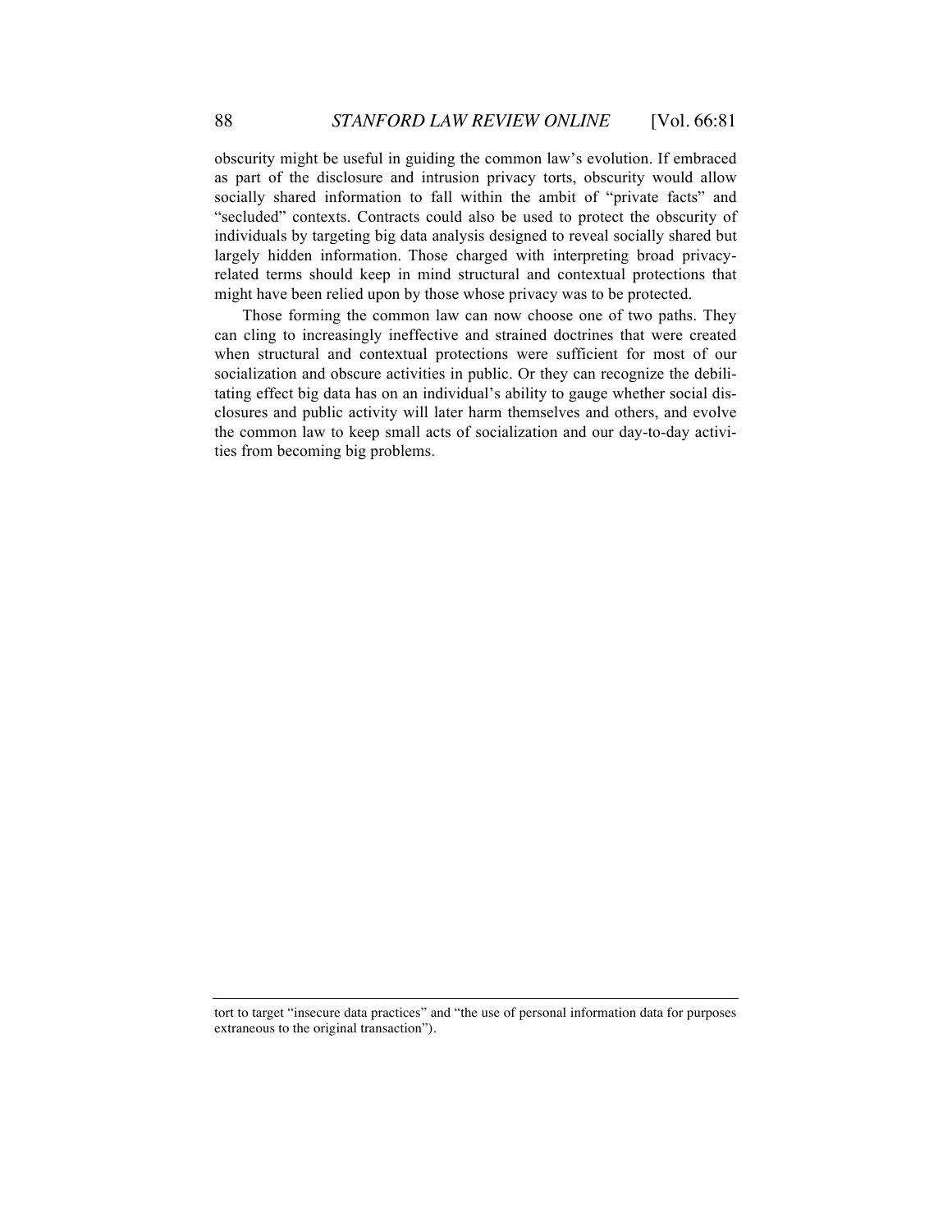obscurity might be useful in guiding the common law's evolution. If embraced as part of the disclosure and intrusion privacy torts, obscurity would allow socially shared information to fall within the ambit of "private facts" and "secluded" contexts. Contracts could also be used to protect the obscurity of individuals by targeting big data analysis designed to reveal socially shared but largely hidden information. Those charged with interpreting broad privacy-related terms should keep in mind structural and contextual protections that might have been relied upon by those whose privacy was to be protected.

Those forming the common law can now choose one of two paths. They can cling to increasingly ineffective and strained doctrines that were created when structural and contextual protections were sufficient for most of our socialization and obscure activities in public. Or they can recognize the debilitating effect big data has on an individual's ability to gauge whether social disclosures and public activity will later harm themselves and others, and evolve the common law to keep small acts of socialization and our day-to-day activities from becoming big problems.

---

tort to target "insecure data practices" and "the use of personal information data for purposes extraneous to the original transaction").